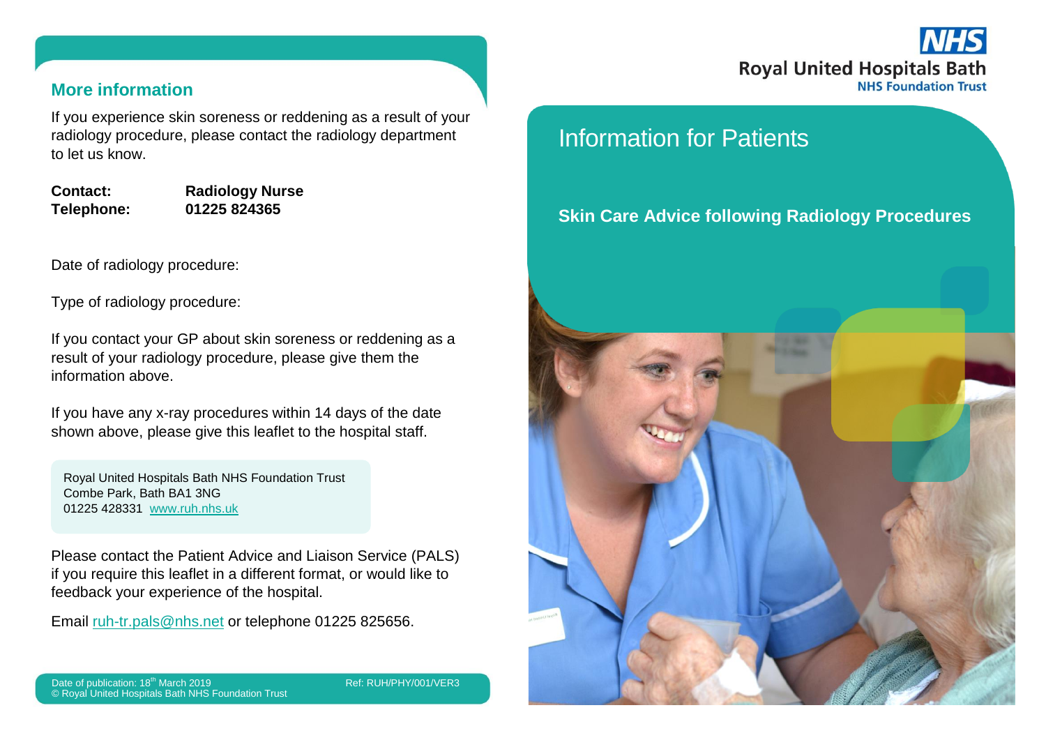## More information

If you experience skin soreness or reddening as a result of your radiology procedure, please contact the radiology department to let us know.

**Contact:** **Radiology Nurse**
**Telephone:** **01225 824365**

Date of radiology procedure:

Type of radiology procedure:

If you contact your GP about skin soreness or reddening as a result of your radiology procedure, please give them the information above.

If you have any x-ray procedures within 14 days of the date shown above, please give this leaflet to the hospital staff.

Royal United Hospitals Bath NHS Foundation Trust
Combe Park, Bath BA1 3NG
01225 428331 www.ruh.nhs.uk

Please contact the Patient Advice and Liaison Service (PALS) if you require this leaflet in a different format, or would like to feedback your experience of the hospital.

Email ruh-tr.pals@nhs.net or telephone 01225 825656.

Date of publication: 18th March 2019 Ref: RUH/PHY/001/VER3
© Royal United Hospitals Bath NHS Foundation Trust

NHS
Royal United Hospitals Bath
NHS Foundation Trust

# Information for Patients

## Skin Care Advice following Radiology Procedures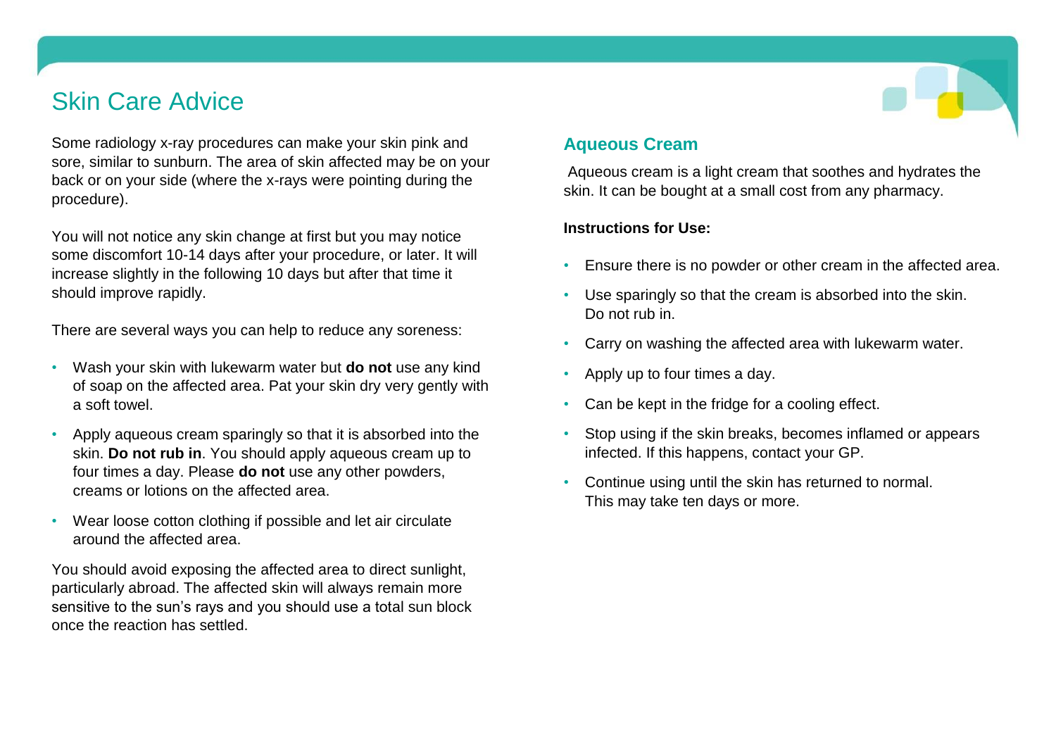# Skin Care Advice

Some radiology x-ray procedures can make your skin pink and sore, similar to sunburn. The area of skin affected may be on your back or on your side (where the x-rays were pointing during the procedure).

You will not notice any skin change at first but you may notice some discomfort 10-14 days after your procedure, or later. It will increase slightly in the following 10 days but after that time it should improve rapidly.

There are several ways you can help to reduce any soreness:

- Wash your skin with lukewarm water but **do not** use any kind of soap on the affected area. Pat your skin dry very gently with a soft towel.
- Apply aqueous cream sparingly so that it is absorbed into the skin. **Do not rub in**. You should apply aqueous cream up to four times a day. Please **do not** use any other powders, creams or lotions on the affected area.
- Wear loose cotton clothing if possible and let air circulate around the affected area.

You should avoid exposing the affected area to direct sunlight, particularly abroad. The affected skin will always remain more sensitive to the sun's rays and you should use a total sun block once the reaction has settled.

## Aqueous Cream

Aqueous cream is a light cream that soothes and hydrates the skin. It can be bought at a small cost from any pharmacy.

**Instructions for Use:**

- Ensure there is no powder or other cream in the affected area.
- Use sparingly so that the cream is absorbed into the skin. Do not rub in.
- Carry on washing the affected area with lukewarm water.
- Apply up to four times a day.
- Can be kept in the fridge for a cooling effect.
- Stop using if the skin breaks, becomes inflamed or appears infected. If this happens, contact your GP.
- Continue using until the skin has returned to normal. This may take ten days or more.